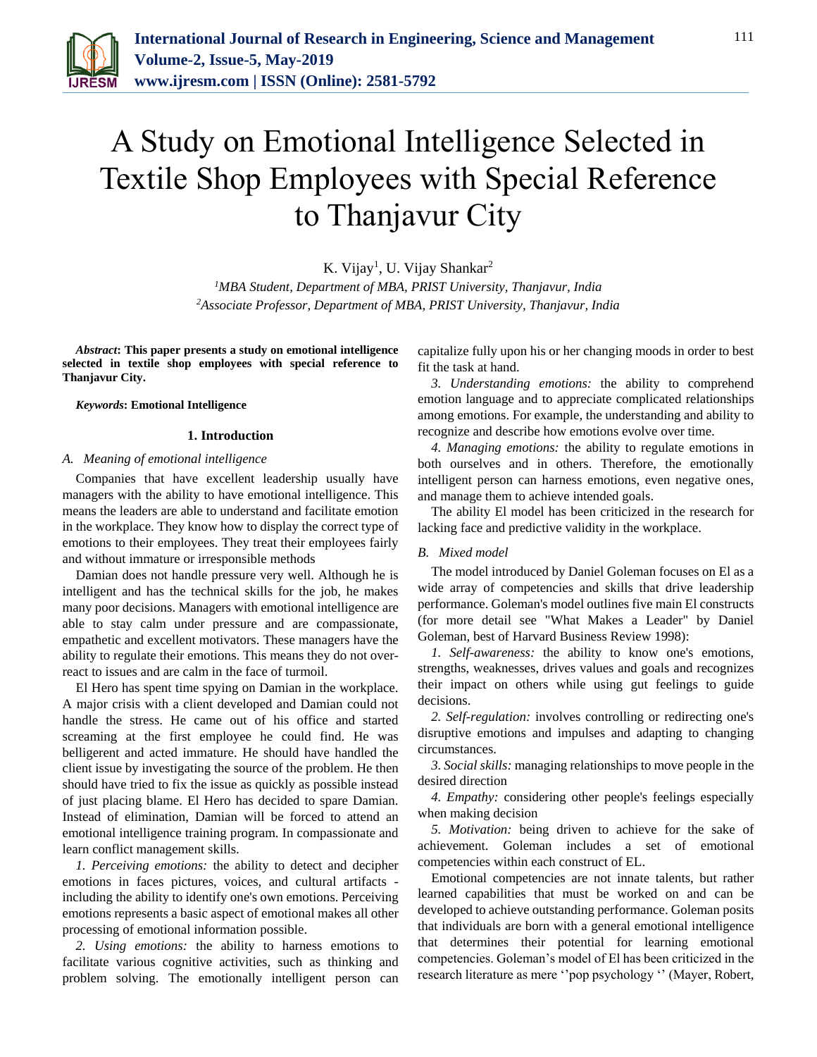# A Study on Emotional Intelligence Selected in Textile Shop Employees with Special Reference to Thanjavur City

K. Vijay[1], U. Vijay Shankar[2]

[1]*MBA Student, Department of MBA, PRIST University, Thanjavur, India*
[2]*Associate Professor, Department of MBA, PRIST University, Thanjavur, India*

***Abstract*: This paper presents a study on emotional intelligence selected in textile shop employees with special reference to Thanjavur City.**

***Keywords*: Emotional Intelligence**

## 1. Introduction

### *A. Meaning of emotional intelligence*

Companies that have excellent leadership usually have managers with the ability to have emotional intelligence. This means the leaders are able to understand and facilitate emotion in the workplace. They know how to display the correct type of emotions to their employees. They treat their employees fairly and without immature or irresponsible methods

Damian does not handle pressure very well. Although he is intelligent and has the technical skills for the job, he makes many poor decisions. Managers with emotional intelligence are able to stay calm under pressure and are compassionate, empathetic and excellent motivators. These managers have the ability to regulate their emotions. This means they do not over-react to issues and are calm in the face of turmoil.

El Hero has spent time spying on Damian in the workplace. A major crisis with a client developed and Damian could not handle the stress. He came out of his office and started screaming at the first employee he could find. He was belligerent and acted immature. He should have handled the client issue by investigating the source of the problem. He then should have tried to fix the issue as quickly as possible instead of just placing blame. El Hero has decided to spare Damian. Instead of elimination, Damian will be forced to attend an emotional intelligence training program. In compassionate and learn conflict management skills.

*1. Perceiving emotions:* the ability to detect and decipher emotions in faces pictures, voices, and cultural artifacts - including the ability to identify one's own emotions. Perceiving emotions represents a basic aspect of emotional makes all other processing of emotional information possible.

*2. Using emotions:* the ability to harness emotions to facilitate various cognitive activities, such as thinking and problem solving. The emotionally intelligent person can capitalize fully upon his or her changing moods in order to best fit the task at hand.

*3. Understanding emotions:* the ability to comprehend emotion language and to appreciate complicated relationships among emotions. For example, the understanding and ability to recognize and describe how emotions evolve over time.

*4. Managing emotions:* the ability to regulate emotions in both ourselves and in others. Therefore, the emotionally intelligent person can harness emotions, even negative ones, and manage them to achieve intended goals.

The ability El model has been criticized in the research for lacking face and predictive validity in the workplace.

### *B. Mixed model*

The model introduced by Daniel Goleman focuses on El as a wide array of competencies and skills that drive leadership performance. Goleman's model outlines five main El constructs (for more detail see "What Makes a Leader" by Daniel Goleman, best of Harvard Business Review 1998):

*1. Self-awareness:* the ability to know one's emotions, strengths, weaknesses, drives values and goals and recognizes their impact on others while using gut feelings to guide decisions.

*2. Self-regulation:* involves controlling or redirecting one's disruptive emotions and impulses and adapting to changing circumstances.

*3. Social skills:* managing relationships to move people in the desired direction

*4. Empathy:* considering other people's feelings especially when making decision

*5. Motivation:* being driven to achieve for the sake of achievement. Goleman includes a set of emotional competencies within each construct of EL.

Emotional competencies are not innate talents, but rather learned capabilities that must be worked on and can be developed to achieve outstanding performance. Goleman posits that individuals are born with a general emotional intelligence that determines their potential for learning emotional competencies. Goleman's model of El has been criticized in the research literature as mere ''pop psychology '' (Mayer, Robert,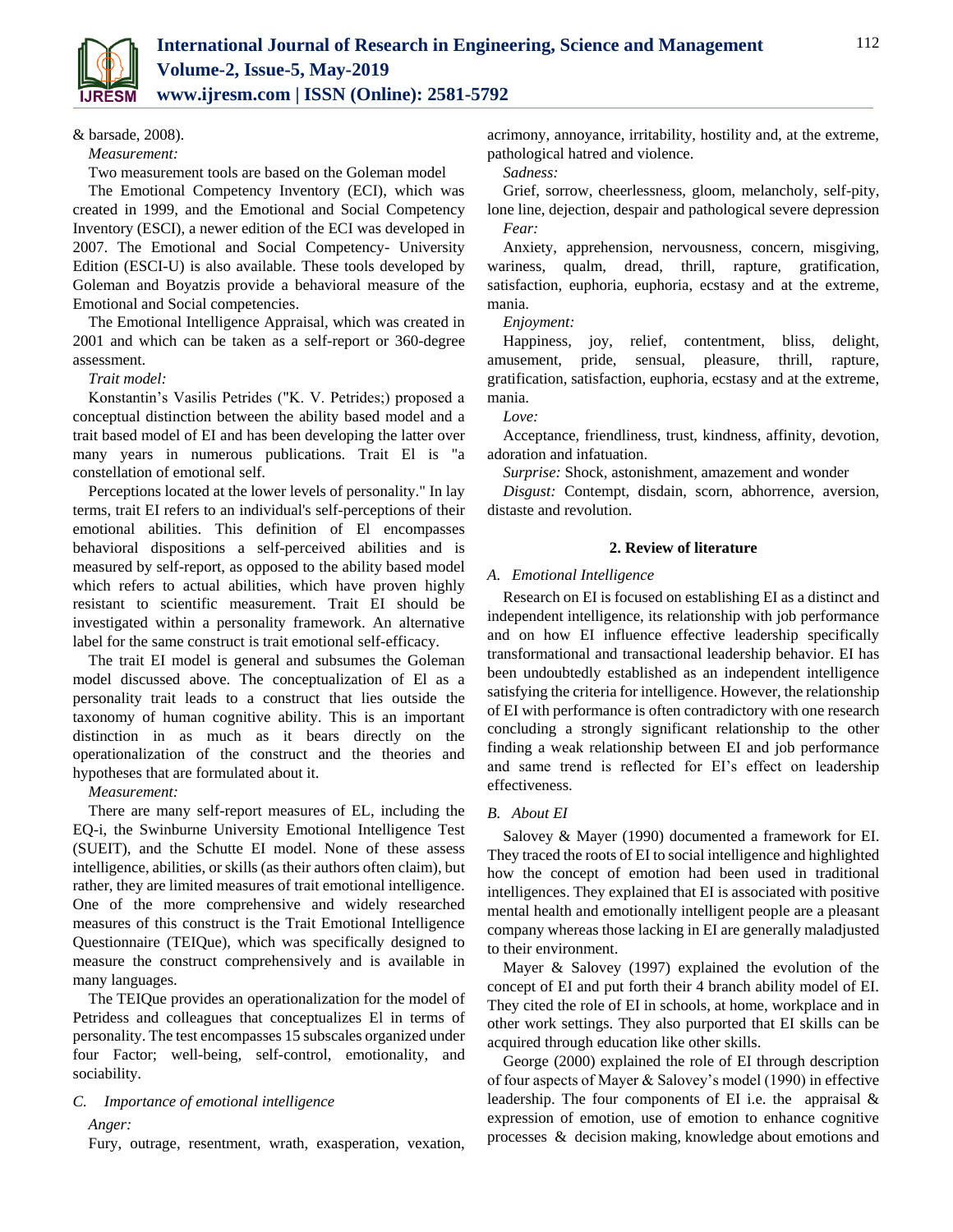& barsade, 2008).

*Measurement:*

Two measurement tools are based on the Goleman model

The Emotional Competency Inventory (ECI), which was created in 1999, and the Emotional and Social Competency Inventory (ESCI), a newer edition of the ECI was developed in 2007. The Emotional and Social Competency- University Edition (ESCI-U) is also available. These tools developed by Goleman and Boyatzis provide a behavioral measure of the Emotional and Social competencies.

The Emotional Intelligence Appraisal, which was created in 2001 and which can be taken as a self-report or 360-degree assessment.

*Trait model:*

Konstantin's Vasilis Petrides ("K. V. Petrides;) proposed a conceptual distinction between the ability based model and a trait based model of EI and has been developing the latter over many years in numerous publications. Trait El is "a constellation of emotional self.

Perceptions located at the lower levels of personality." In lay terms, trait EI refers to an individual's self-perceptions of their emotional abilities. This definition of El encompasses behavioral dispositions a self-perceived abilities and is measured by self-report, as opposed to the ability based model which refers to actual abilities, which have proven highly resistant to scientific measurement. Trait EI should be investigated within a personality framework. An alternative label for the same construct is trait emotional self-efficacy.

The trait EI model is general and subsumes the Goleman model discussed above. The conceptualization of El as a personality trait leads to a construct that lies outside the taxonomy of human cognitive ability. This is an important distinction in as much as it bears directly on the operationalization of the construct and the theories and hypotheses that are formulated about it.

*Measurement:*

There are many self-report measures of EL, including the EQ-i, the Swinburne University Emotional Intelligence Test (SUEIT), and the Schutte EI model. None of these assess intelligence, abilities, or skills (as their authors often claim), but rather, they are limited measures of trait emotional intelligence. One of the more comprehensive and widely researched measures of this construct is the Trait Emotional Intelligence Questionnaire (TEIQue), which was specifically designed to measure the construct comprehensively and is available in many languages.

The TEIQue provides an operationalization for the model of Petridess and colleagues that conceptualizes El in terms of personality. The test encompasses 15 subscales organized under four Factor; well-being, self-control, emotionality, and sociability.

### C. Importance of emotional intelligence

*Anger:*

Fury, outrage, resentment, wrath, exasperation, vexation, acrimony, annoyance, irritability, hostility and, at the extreme, pathological hatred and violence.

*Sadness:*

Grief, sorrow, cheerlessness, gloom, melancholy, self-pity, lone line, dejection, despair and pathological severe depression

*Fear:*

Anxiety, apprehension, nervousness, concern, misgiving, wariness, qualm, dread, thrill, rapture, gratification, satisfaction, euphoria, euphoria, ecstasy and at the extreme, mania.

*Enjoyment:*

Happiness, joy, relief, contentment, bliss, delight, amusement, pride, sensual, pleasure, thrill, rapture, gratification, satisfaction, euphoria, ecstasy and at the extreme, mania.

*Love:*

Acceptance, friendliness, trust, kindness, affinity, devotion, adoration and infatuation.

*Surprise:* Shock, astonishment, amazement and wonder

*Disgust:* Contempt, disdain, scorn, abhorrence, aversion, distaste and revolution.

## 2. Review of literature

### A. Emotional Intelligence

Research on EI is focused on establishing EI as a distinct and independent intelligence, its relationship with job performance and on how EI influence effective leadership specifically transformational and transactional leadership behavior. EI has been undoubtedly established as an independent intelligence satisfying the criteria for intelligence. However, the relationship of EI with performance is often contradictory with one research concluding a strongly significant relationship to the other finding a weak relationship between EI and job performance and same trend is reflected for EI's effect on leadership effectiveness.

### B. About EI

Salovey & Mayer (1990) documented a framework for EI. They traced the roots of EI to social intelligence and highlighted how the concept of emotion had been used in traditional intelligences. They explained that EI is associated with positive mental health and emotionally intelligent people are a pleasant company whereas those lacking in EI are generally maladjusted to their environment.

Mayer & Salovey (1997) explained the evolution of the concept of EI and put forth their 4 branch ability model of EI. They cited the role of EI in schools, at home, workplace and in other work settings. They also purported that EI skills can be acquired through education like other skills.

George (2000) explained the role of EI through description of four aspects of Mayer & Salovey's model (1990) in effective leadership. The four components of EI i.e. the appraisal & expression of emotion, use of emotion to enhance cognitive processes & decision making, knowledge about emotions and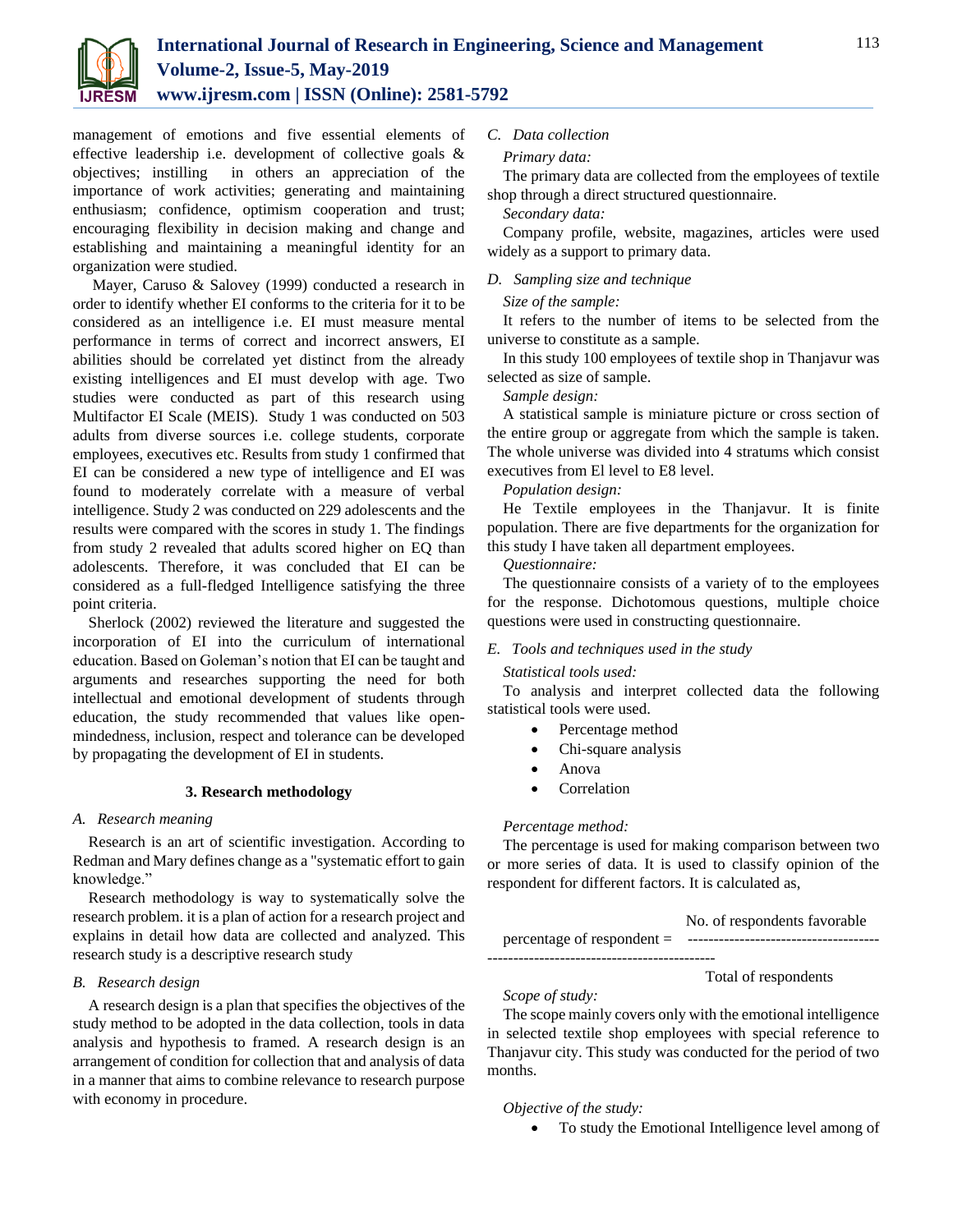management of emotions and five essential elements of effective leadership i.e. development of collective goals & objectives; instilling in others an appreciation of the importance of work activities; generating and maintaining enthusiasm; confidence, optimism cooperation and trust; encouraging flexibility in decision making and change and establishing and maintaining a meaningful identity for an organization were studied.

Mayer, Caruso & Salovey (1999) conducted a research in order to identify whether EI conforms to the criteria for it to be considered as an intelligence i.e. EI must measure mental performance in terms of correct and incorrect answers, EI abilities should be correlated yet distinct from the already existing intelligences and EI must develop with age. Two studies were conducted as part of this research using Multifactor EI Scale (MEIS). Study 1 was conducted on 503 adults from diverse sources i.e. college students, corporate employees, executives etc. Results from study 1 confirmed that EI can be considered a new type of intelligence and EI was found to moderately correlate with a measure of verbal intelligence. Study 2 was conducted on 229 adolescents and the results were compared with the scores in study 1. The findings from study 2 revealed that adults scored higher on EQ than adolescents. Therefore, it was concluded that EI can be considered as a full-fledged Intelligence satisfying the three point criteria.

Sherlock (2002) reviewed the literature and suggested the incorporation of EI into the curriculum of international education. Based on Goleman's notion that EI can be taught and arguments and researches supporting the need for both intellectual and emotional development of students through education, the study recommended that values like open-mindedness, inclusion, respect and tolerance can be developed by propagating the development of EI in students.

## 3. Research methodology

### A. Research meaning

Research is an art of scientific investigation. According to Redman and Mary defines change as a "systematic effort to gain knowledge."

Research methodology is way to systematically solve the research problem. it is a plan of action for a research project and explains in detail how data are collected and analyzed. This research study is a descriptive research study

### B. Research design

A research design is a plan that specifies the objectives of the study method to be adopted in the data collection, tools in data analysis and hypothesis to framed. A research design is an arrangement of condition for collection that and analysis of data in a manner that aims to combine relevance to research purpose with economy in procedure.

### C. Data collection

*Primary data:*

The primary data are collected from the employees of textile shop through a direct structured questionnaire.

*Secondary data:*

Company profile, website, magazines, articles were used widely as a support to primary data.

### D. Sampling size and technique

*Size of the sample:*

It refers to the number of items to be selected from the universe to constitute as a sample.

In this study 100 employees of textile shop in Thanjavur was selected as size of sample.

*Sample design:*

A statistical sample is miniature picture or cross section of the entire group or aggregate from which the sample is taken. The whole universe was divided into 4 stratums which consist executives from El level to E8 level.

*Population design:*

He Textile employees in the Thanjavur. It is finite population. There are five departments for the organization for this study I have taken all department employees.

*Questionnaire:*

The questionnaire consists of a variety of to the employees for the response. Dichotomous questions, multiple choice questions were used in constructing questionnaire.

### E. Tools and techniques used in the study

*Statistical tools used:*

To analysis and interpret collected data the following statistical tools were used.

- Percentage method
- Chi-square analysis
- Anova
- Correlation

*Percentage method:*

The percentage is used for making comparison between two or more series of data. It is used to classify opinion of the respondent for different factors. It is calculated as,

$$\text{percentage of respondent} = \frac{\text{No. of respondents favorable}}{\text{Total of respondents}}$$

*Scope of study:*

The scope mainly covers only with the emotional intelligence in selected textile shop employees with special reference to Thanjavur city. This study was conducted for the period of two months.

*Objective of the study:*

- To study the Emotional Intelligence level among of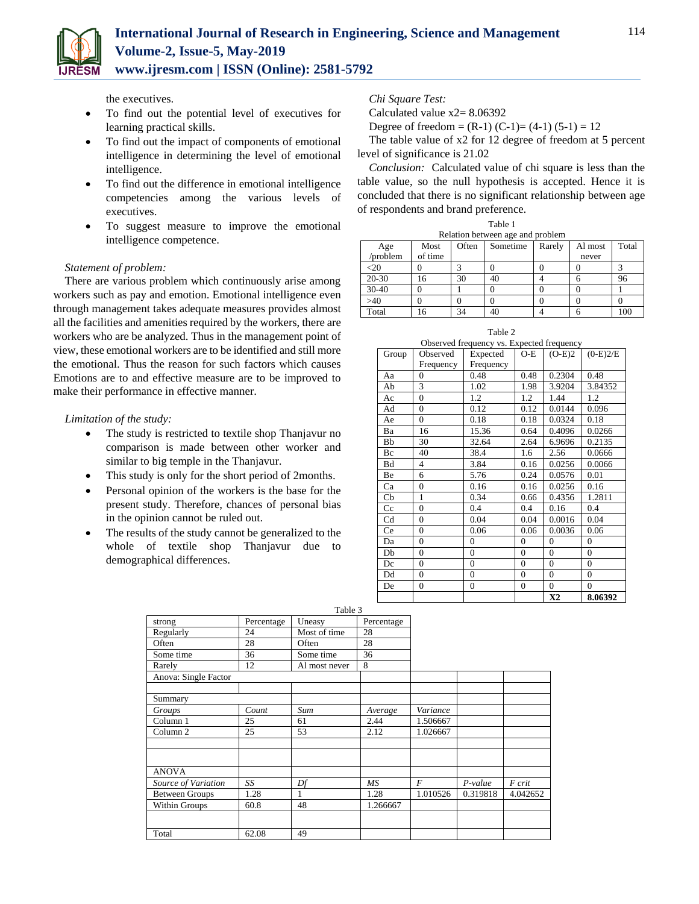the executives.

- To find out the potential level of executives for learning practical skills.
- To find out the impact of components of emotional intelligence in determining the level of emotional intelligence.
- To find out the difference in emotional intelligence competencies among the various levels of executives.
- To suggest measure to improve the emotional intelligence competence.

*Statement of problem:*

There are various problem which continuously arise among workers such as pay and emotion. Emotional intelligence even through management takes adequate measures provides almost all the facilities and amenities required by the workers, there are workers who are be analyzed. Thus in the management point of view, these emotional workers are to be identified and still more the emotional. Thus the reason for such factors which causes Emotions are to and effective measure are to be improved to make their performance in effective manner.

*Limitation of the study:*

- The study is restricted to textile shop Thanjavur no comparison is made between other worker and similar to big temple in the Thanjavur.
- This study is only for the short period of 2months.
- Personal opinion of the workers is the base for the present study. Therefore, chances of personal bias in the opinion cannot be ruled out.
- The results of the study cannot be generalized to the whole of textile shop Thanjavur due to demographical differences.

*Chi Square Test:*

Calculated value $x2 = 8.06392$

Degree of freedom = (R-1) (C-1)= (4-1) (5-1) = 12

The table value of x2 for 12 degree of freedom at 5 percent level of significance is 21.02

*Conclusion:* Calculated value of chi square is less than the table value, so the null hypothesis is accepted. Hence it is concluded that there is no significant relationship between age of respondents and brand preference.

Table 1
Relation between age and problem

| Age /problem | Most of time | Often | Sometime | Rarely | Al most never | Total |
|---|---|---|---|---|---|---|
| <20 | 0 | 3 | 0 | 0 | 0 | 3 |
| 20-30 | 16 | 30 | 40 | 4 | 6 | 96 |
| 30-40 | 0 | 1 | 0 | 0 | 0 | 1 |
| >40 | 0 | 0 | 0 | 0 | 0 | 0 |
| Total | 16 | 34 | 40 | 4 | 6 | 100 |

Table 2
Observed frequency vs. Expected frequency

| Group | Observed Frequency | Expected Frequency | O-E | (O-E)2 | (0-E)2/E |
|---|---|---|---|---|---|
| Aa | 0 | 0.48 | 0.48 | 0.2304 | 0.48 |
| Ab | 3 | 1.02 | 1.98 | 3.9204 | 3.84352 |
| Ac | 0 | 1.2 | 1.2 | 1.44 | 1.2 |
| Ad | 0 | 0.12 | 0.12 | 0.0144 | 0.096 |
| Ae | 0 | 0.18 | 0.18 | 0.0324 | 0.18 |
| Ba | 16 | 15.36 | 0.64 | 0.4096 | 0.0266 |
| Bb | 30 | 32.64 | 2.64 | 6.9696 | 0.2135 |
| Bc | 40 | 38.4 | 1.6 | 2.56 | 0.0666 |
| Bd | 4 | 3.84 | 0.16 | 0.0256 | 0.0066 |
| Be | 6 | 5.76 | 0.24 | 0.0576 | 0.01 |
| Ca | 0 | 0.16 | 0.16 | 0.0256 | 0.16 |
| Cb | 1 | 0.34 | 0.66 | 0.4356 | 1.2811 |
| Cc | 0 | 0.4 | 0.4 | 0.16 | 0.4 |
| Cd | 0 | 0.04 | 0.04 | 0.0016 | 0.04 |
| Ce | 0 | 0.06 | 0.06 | 0.0036 | 0.06 |
| Da | 0 | 0 | 0 | 0 | 0 |
| Db | 0 | 0 | 0 | 0 | 0 |
| Dc | 0 | 0 | 0 | 0 | 0 |
| Dd | 0 | 0 | 0 | 0 | 0 |
| De | 0 | 0 | 0 | 0 | 0 |
| | | | | **X2** | **8.06392** |

Table 3

| strong | Percentage | Uneasy | Percentage | | | |
|---|---|---|---|---|---|---|
| Regularly | 24 | Most of time | 28 | | | |
| Often | 28 | Often | 28 | | | |
| Some time | 36 | Some time | 36 | | | |
| Rarely | 12 | Al most never | 8 | | | |
| Anova: Single Factor | | | | | | |
| | | | | | | |
| Summary | | | | | | |
| *Groups* | *Count* | *Sum* | *Average* | *Variance* | | |
| Column 1 | 25 | 61 | 2.44 | 1.506667 | | |
| Column 2 | 25 | 53 | 2.12 | 1.026667 | | |
| | | | | | | |
| | | | | | | |
| ANOVA | | | | | | |
| *Source of Variation* | *SS* | *Df* | *MS* | *F* | *P-value* | *F crit* |
| Between Groups | 1.28 | 1 | 1.28 | 1.010526 | 0.319818 | 4.042652 |
| Within Groups | 60.8 | 48 | 1.266667 | | | |
| | | | | | | |
| Total | 62.08 | 49 | | | | |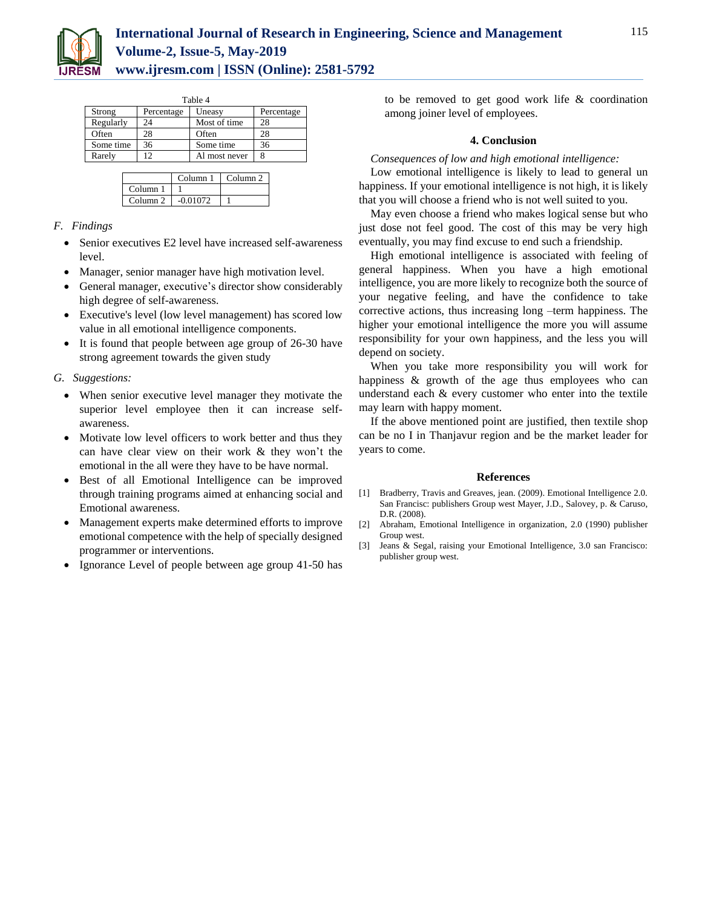Table 4

| Strong | Percentage | Uneasy | Percentage |
|---|---|---|---|
| Regularly | 24 | Most of time | 28 |
| Often | 28 | Often | 28 |
| Some time | 36 | Some time | 36 |
| Rarely | 12 | Al most never | 8 |

| | Column 1 | Column 2 |
|---|---|---|
| Column 1 | 1 | |
| Column 2 | -0.01072 | 1 |

### *F. Findings*

- Senior executives E2 level have increased self-awareness level.
- Manager, senior manager have high motivation level.
- General manager, executive's director show considerably high degree of self-awareness.
- Executive's level (low level management) has scored low value in all emotional intelligence components.
- It is found that people between age group of 26-30 have strong agreement towards the given study

### *G. Suggestions:*

- When senior executive level manager they motivate the superior level employee then it can increase self-awareness.
- Motivate low level officers to work better and thus they can have clear view on their work & they won't the emotional in the all were they have to be have normal.
- Best of all Emotional Intelligence can be improved through training programs aimed at enhancing social and Emotional awareness.
- Management experts make determined efforts to improve emotional competence with the help of specially designed programmer or interventions.
- Ignorance Level of people between age group 41-50 has to be removed to get good work life & coordination among joiner level of employees.

## 4. Conclusion

*Consequences of low and high emotional intelligence:*

Low emotional intelligence is likely to lead to general un happiness. If your emotional intelligence is not high, it is likely that you will choose a friend who is not well suited to you.

May even choose a friend who makes logical sense but who just dose not feel good. The cost of this may be very high eventually, you may find excuse to end such a friendship.

High emotional intelligence is associated with feeling of general happiness. When you have a high emotional intelligence, you are more likely to recognize both the source of your negative feeling, and have the confidence to take corrective actions, thus increasing long –term happiness. The higher your emotional intelligence the more you will assume responsibility for your own happiness, and the less you will depend on society.

When you take more responsibility you will work for happiness & growth of the age thus employees who can understand each & every customer who enter into the textile may learn with happy moment.

If the above mentioned point are justified, then textile shop can be no I in Thanjavur region and be the market leader for years to come.

## References

[1] Bradberry, Travis and Greaves, jean. (2009). Emotional Intelligence 2.0. San Francisc: publishers Group west Mayer, J.D., Salovey, p. & Caruso, D.R. (2008).

[2] Abraham, Emotional Intelligence in organization, 2.0 (1990) publisher Group west.

[3] Jeans & Segal, raising your Emotional Intelligence, 3.0 san Francisco: publisher group west.